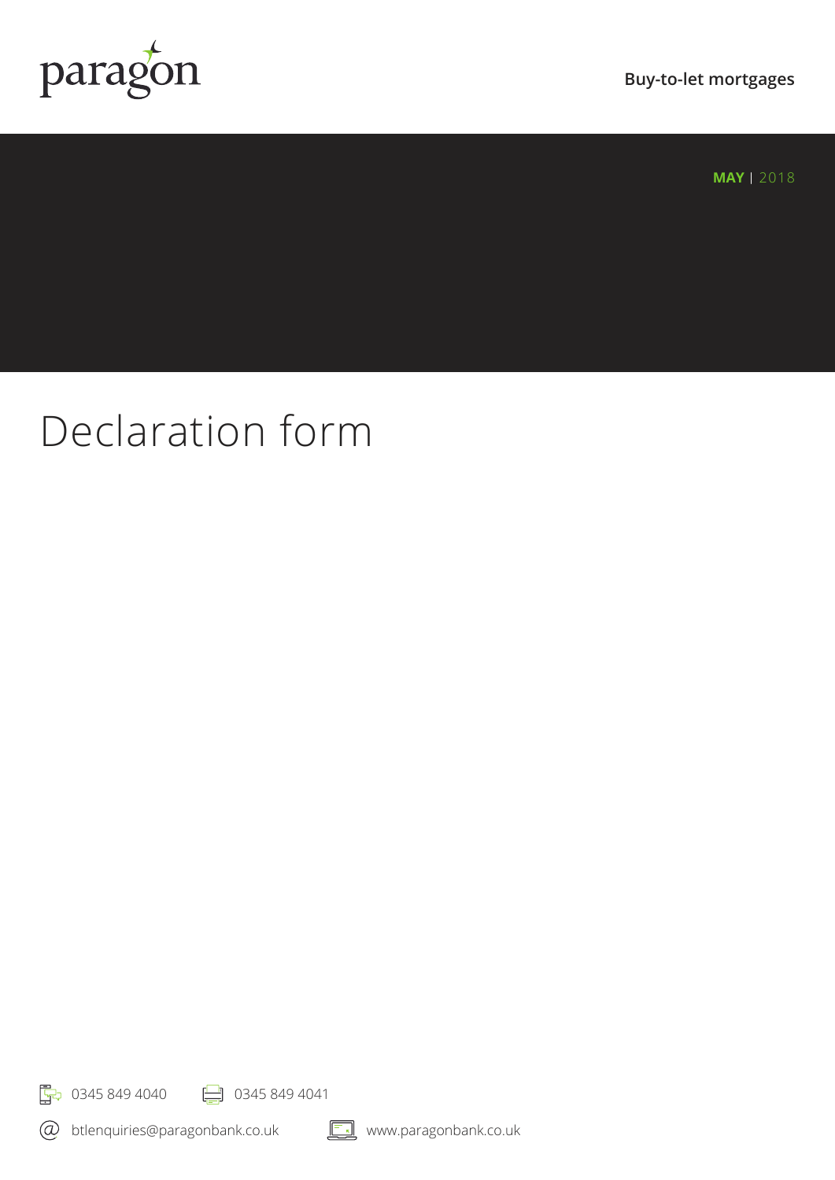paragon

Buy-to-let mortgages

**MAY** | 2018

# Declaration form

0345 849 4040

0345 849 4041

btlenquiries@paragonbank.co.uk

www.paragonbank.co.uk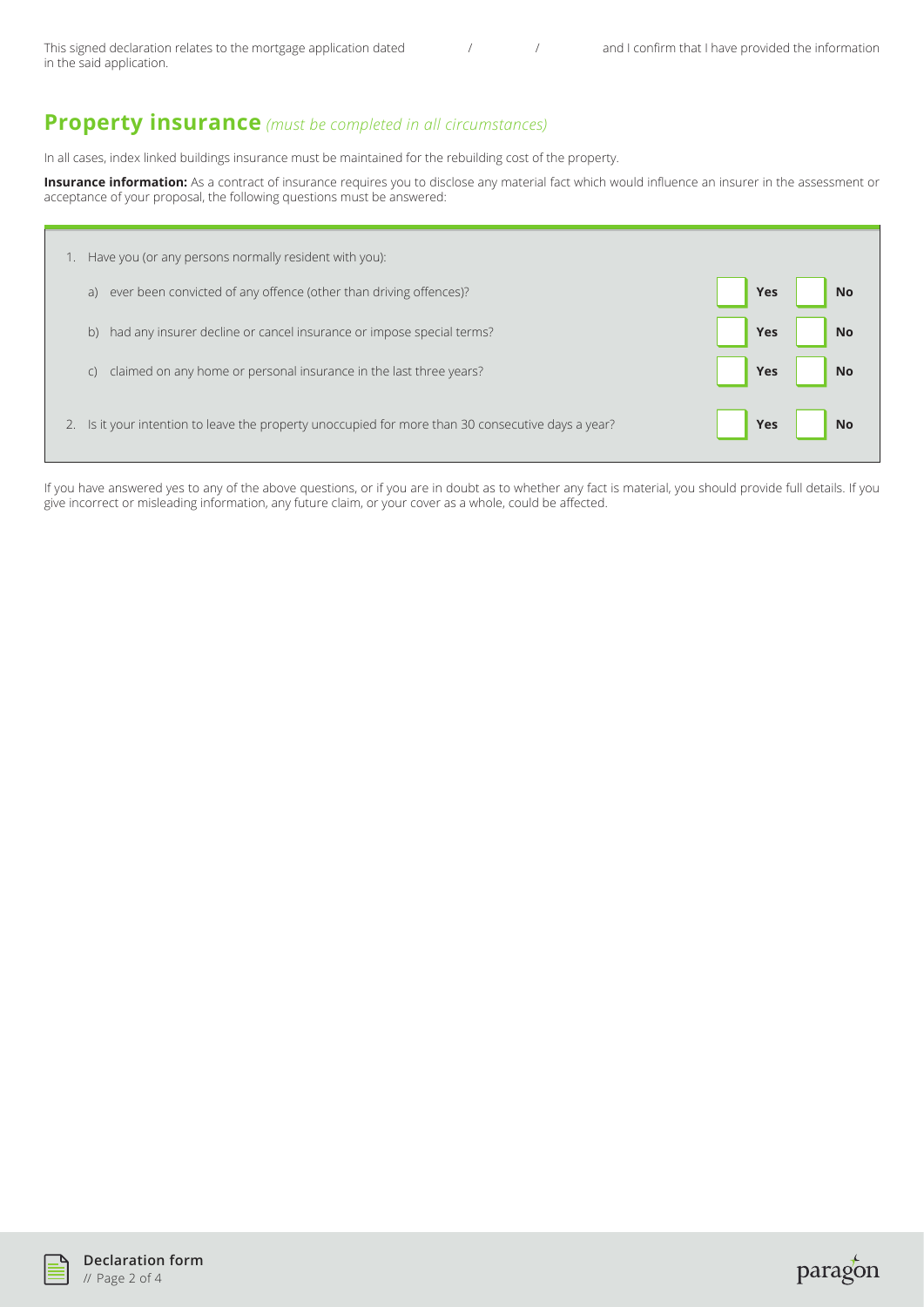This signed declaration relates to the mortgage application dated &nbsp;&nbsp;&nbsp;&nbsp; / &nbsp;&nbsp;&nbsp;&nbsp; / &nbsp;&nbsp;&nbsp;&nbsp; and I confirm that I have provided the information in the said application.

## **Property insurance** *(must be completed in all circumstances)*

In all cases, index linked buildings insurance must be maintained for the rebuilding cost of the property.

**Insurance information:** As a contract of insurance requires you to disclose any material fact which would influence an insurer in the assessment or acceptance of your proposal, the following questions must be answered:

1. Have you (or any persons normally resident with you):
   a) ever been convicted of any offence (other than driving offences)? ☐ **Yes** ☐ **No**
   b) had any insurer decline or cancel insurance or impose special terms? ☐ **Yes** ☐ **No**
   c) claimed on any home or personal insurance in the last three years? ☐ **Yes** ☐ **No**
2. Is it your intention to leave the property unoccupied for more than 30 consecutive days a year? ☐ **Yes** ☐ **No**

If you have answered yes to any of the above questions, or if you are in doubt as to whether any fact is material, you should provide full details. If you give incorrect or misleading information, any future claim, or your cover as a whole, could be affected.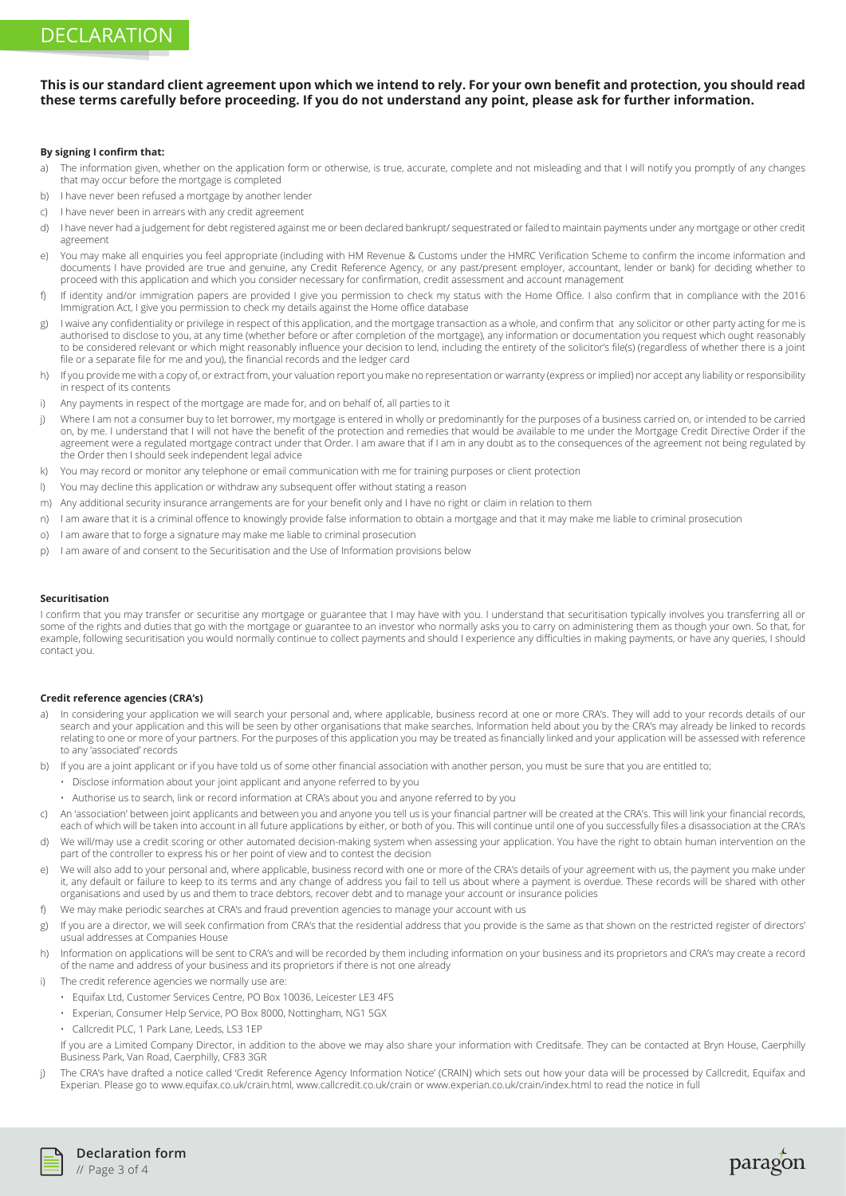# DECLARATION

**This is our standard client agreement upon which we intend to rely. For your own benefit and protection, you should read these terms carefully before proceeding. If you do not understand any point, please ask for further information.**

**By signing I confirm that:**

a) The information given, whether on the application form or otherwise, is true, accurate, complete and not misleading and that I will notify you promptly of any changes that may occur before the mortgage is completed

b) I have never been refused a mortgage by another lender

c) I have never been in arrears with any credit agreement

d) I have never had a judgement for debt registered against me or been declared bankrupt/ sequestrated or failed to maintain payments under any mortgage or other credit agreement

e) You may make all enquiries you feel appropriate (including with HM Revenue & Customs under the HMRC Verification Scheme to confirm the income information and documents I have provided are true and genuine, any Credit Reference Agency, or any past/present employer, accountant, lender or bank) for deciding whether to proceed with this application and which you consider necessary for confirmation, credit assessment and account management

f) If identity and/or immigration papers are provided I give you permission to check my status with the Home Office. I also confirm that in compliance with the 2016 Immigration Act, I give you permission to check my details against the Home office database

g) I waive any confidentiality or privilege in respect of this application, and the mortgage transaction as a whole, and confirm that any solicitor or other party acting for me is authorised to disclose to you, at any time (whether before or after completion of the mortgage), any information or documentation you request which ought reasonably to be considered relevant or which might reasonably influence your decision to lend, including the entirety of the solicitor's file(s) (regardless of whether there is a joint file or a separate file for me and you), the financial records and the ledger card

h) If you provide me with a copy of, or extract from, your valuation report you make no representation or warranty (express or implied) nor accept any liability or responsibility in respect of its contents

i) Any payments in respect of the mortgage are made for, and on behalf of, all parties to it

j) Where I am not a consumer buy to let borrower, my mortgage is entered in wholly or predominantly for the purposes of a business carried on, or intended to be carried on, by me. I understand that I will not have the benefit of the protection and remedies that would be available to me under the Mortgage Credit Directive Order if the agreement were a regulated mortgage contract under that Order. I am aware that if I am in any doubt as to the consequences of the agreement not being regulated by the Order then I should seek independent legal advice

k) You may record or monitor any telephone or email communication with me for training purposes or client protection

l) You may decline this application or withdraw any subsequent offer without stating a reason

m) Any additional security insurance arrangements are for your benefit only and I have no right or claim in relation to them

n) I am aware that it is a criminal offence to knowingly provide false information to obtain a mortgage and that it may make me liable to criminal prosecution

o) I am aware that to forge a signature may make me liable to criminal prosecution

p) I am aware of and consent to the Securitisation and the Use of Information provisions below

**Securitisation**

I confirm that you may transfer or securitise any mortgage or guarantee that I may have with you. I understand that securitisation typically involves you transferring all or some of the rights and duties that go with the mortgage or guarantee to an investor who normally asks you to carry on administering them as though your own. So that, for example, following securitisation you would normally continue to collect payments and should I experience any difficulties in making payments, or have any queries, I should contact you.

**Credit reference agencies (CRA's)**

a) In considering your application we will search your personal and, where applicable, business record at one or more CRA's. They will add to your records details of our search and your application and this will be seen by other organisations that make searches. Information held about you by the CRA's may already be linked to records relating to one or more of your partners. For the purposes of this application you may be treated as financially linked and your application will be assessed with reference to any 'associated' records

b) If you are a joint applicant or if you have told us of some other financial association with another person, you must be sure that you are entitled to;
   - Disclose information about your joint applicant and anyone referred to by you
   - Authorise us to search, link or record information at CRA's about you and anyone referred to by you

c) An 'association' between joint applicants and between you and anyone you tell us is your financial partner will be created at the CRA's. This will link your financial records, each of which will be taken into account in all future applications by either, or both of you. This will continue until one of you successfully files a disassociation at the CRA's

d) We will/may use a credit scoring or other automated decision-making system when assessing your application. You have the right to obtain human intervention on the part of the controller to express his or her point of view and to contest the decision

e) We will also add to your personal and, where applicable, business record with one or more of the CRA's details of your agreement with us, the payment you make under it, any default or failure to keep to its terms and any change of address you fail to tell us about where a payment is overdue. These records will be shared with other organisations and used by us and them to trace debtors, recover debt and to manage your account or insurance policies

f) We may make periodic searches at CRA's and fraud prevention agencies to manage your account with us

g) If you are a director, we will seek confirmation from CRA's that the residential address that you provide is the same as that shown on the restricted register of directors' usual addresses at Companies House

h) Information on applications will be sent to CRA's and will be recorded by them including information on your business and its proprietors and CRA's may create a record of the name and address of your business and its proprietors if there is not one already

i) The credit reference agencies we normally use are:
   - Equifax Ltd, Customer Services Centre, PO Box 10036, Leicester LE3 4FS
   - Experian, Consumer Help Service, PO Box 8000, Nottingham, NG1 5GX
   - Callcredit PLC, 1 Park Lane, Leeds, LS3 1EP

   If you are a Limited Company Director, in addition to the above we may also share your information with Creditsafe. They can be contacted at Bryn House, Caerphilly Business Park, Van Road, Caerphilly, CF83 3GR

j) The CRA's have drafted a notice called 'Credit Reference Agency Information Notice' (CRAIN) which sets out how your data will be processed by Callcredit, Equifax and Experian. Please go to www.equifax.co.uk/crain.html, www.callcredit.co.uk/crain or www.experian.co.uk/crain/index.html to read the notice in full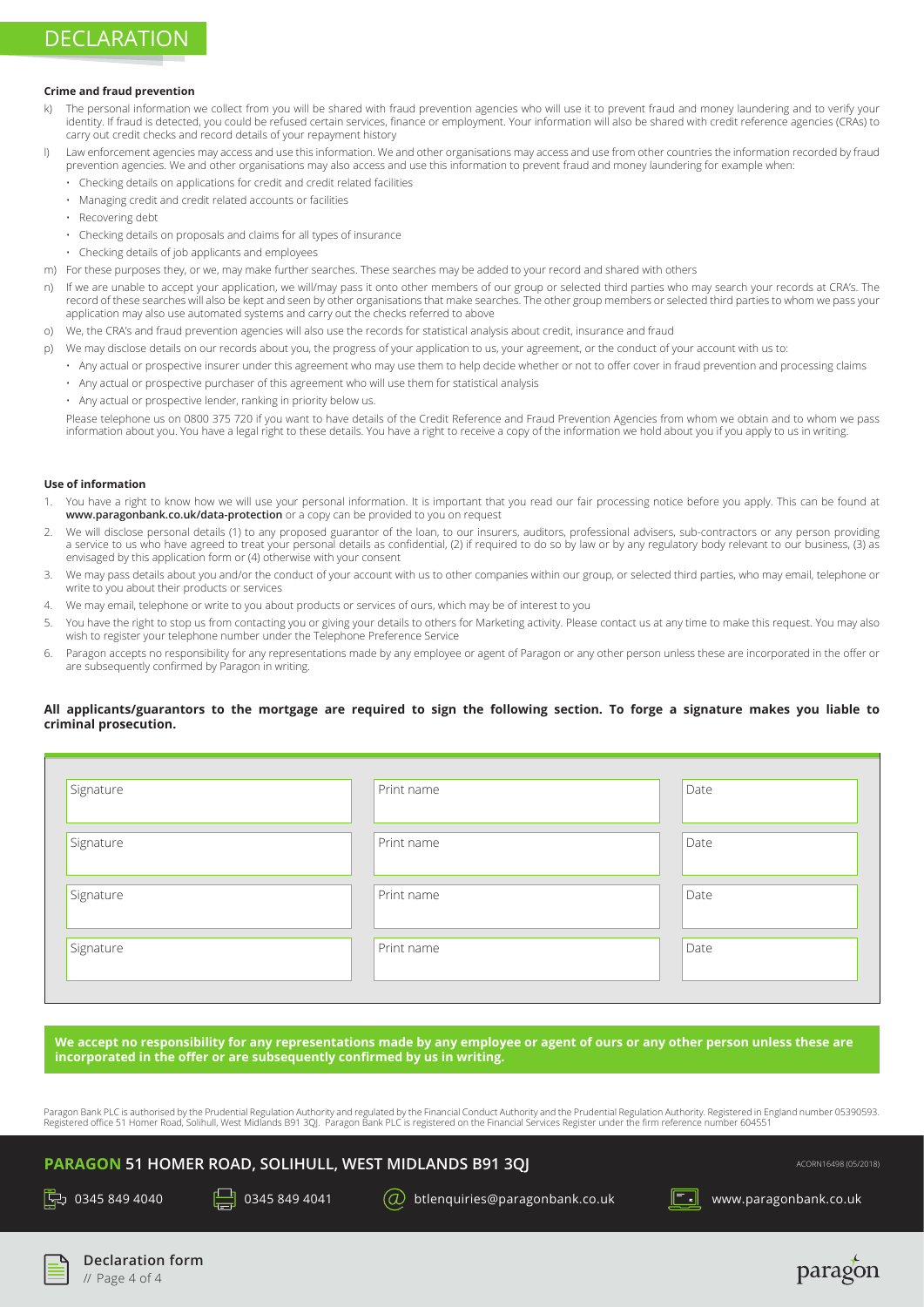# DECLARATION

**Crime and fraud prevention**

k) The personal information we collect from you will be shared with fraud prevention agencies who will use it to prevent fraud and money laundering and to verify your identity. If fraud is detected, you could be refused certain services, finance or employment. Your information will also be shared with credit reference agencies (CRAs) to carry out credit checks and record details of your repayment history

l) Law enforcement agencies may access and use this information. We and other organisations may access and use from other countries the information recorded by fraud prevention agencies. We and other organisations may also access and use this information to prevent fraud and money laundering for example when:

- Checking details on applications for credit and credit related facilities
- Managing credit and credit related accounts or facilities
- Recovering debt
- Checking details on proposals and claims for all types of insurance
- Checking details of job applicants and employees

m) For these purposes they, or we, may make further searches. These searches may be added to your record and shared with others

n) If we are unable to accept your application, we will/may pass it onto other members of our group or selected third parties who may search your records at CRA's. The record of these searches will also be kept and seen by other organisations that make searches. The other group members or selected third parties to whom we pass your application may also use automated systems and carry out the checks referred to above

o) We, the CRA's and fraud prevention agencies will also use the records for statistical analysis about credit, insurance and fraud

p) We may disclose details on our records about you, the progress of your application to us, your agreement, or the conduct of your account with us to:

- Any actual or prospective insurer under this agreement who may use them to help decide whether or not to offer cover in fraud prevention and processing claims
- Any actual or prospective purchaser of this agreement who will use them for statistical analysis
- Any actual or prospective lender, ranking in priority below us.

Please telephone us on 0800 375 720 if you want to have details of the Credit Reference and Fraud Prevention Agencies from whom we obtain and to whom we pass information about you. You have a legal right to these details. You have a right to receive a copy of the information we hold about you if you apply to us in writing.

**Use of information**

1. You have a right to know how we will use your personal information. It is important that you read our fair processing notice before you apply. This can be found at **www.paragonbank.co.uk/data-protection** or a copy can be provided to you on request
2. We will disclose personal details (1) to any proposed guarantor of the loan, to our insurers, auditors, professional advisers, sub-contractors or any person providing a service to us who have agreed to treat your personal details as confidential, (2) if required to do so by law or by any regulatory body relevant to our business, (3) as envisaged by this application form or (4) otherwise with your consent
3. We may pass details about you and/or the conduct of your account with us to other companies within our group, or selected third parties, who may email, telephone or write to you about their products or services
4. We may email, telephone or write to you about products or services of ours, which may be of interest to you
5. You have the right to stop us from contacting you or giving your details to others for Marketing activity. Please contact us at any time to make this request. You may also wish to register your telephone number under the Telephone Preference Service
6. Paragon accepts no responsibility for any representations made by any employee or agent of Paragon or any other person unless these are incorporated in the offer or are subsequently confirmed by Paragon in writing.

**All applicants/guarantors to the mortgage are required to sign the following section. To forge a signature makes you liable to criminal prosecution.**

| | | |
|---|---|---|
| Signature | Print name | Date |
| Signature | Print name | Date |
| Signature | Print name | Date |
| Signature | Print name | Date |

**We accept no responsibility for any representations made by any employee or agent of ours or any other person unless these are incorporated in the offer or are subsequently confirmed by us in writing.**

Paragon Bank PLC is authorised by the Prudential Regulation Authority and regulated by the Financial Conduct Authority and the Prudential Regulation Authority. Registered in England number 05390593. Registered office 51 Homer Road, Solihull, West Midlands B91 3QJ. Paragon Bank PLC is registered on the Financial Services Register under the firm reference number 604551

**PARAGON 51 HOMER ROAD, SOLIHULL, WEST MIDLANDS B91 3QJ**

ACORN16498 (05/2018)

0345 849 4040 | 0345 849 4041 | btlenquiries@paragonbank.co.uk | www.paragonbank.co.uk

**Declaration form**